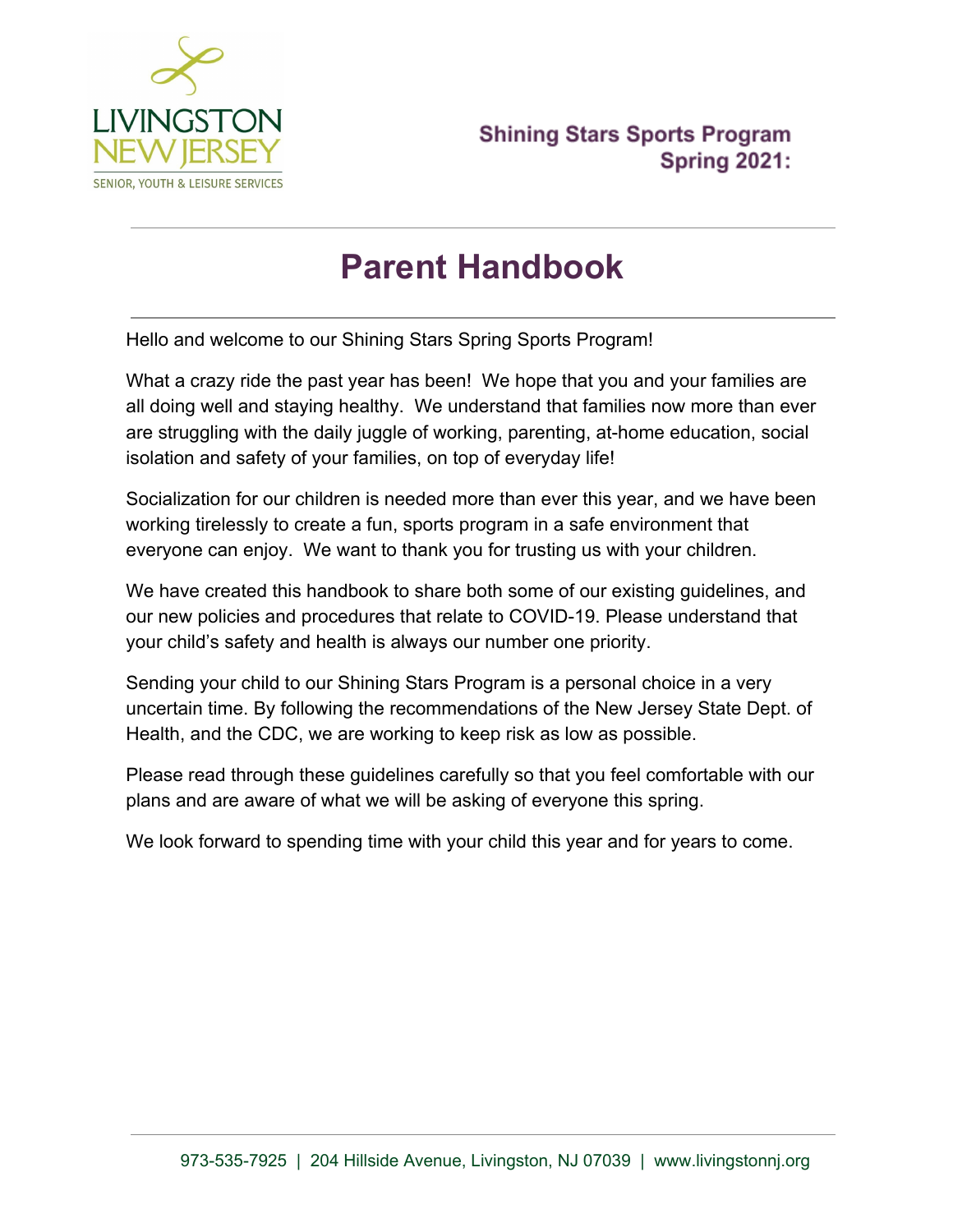LIVINGSTON NEW JERSEY

SENIOR, YOUTH & LEISURE SERVICES

**Shining Stars Sports Program**
**Spring 2021:**

# Parent Handbook

Hello and welcome to our Shining Stars Spring Sports Program!

What a crazy ride the past year has been! We hope that you and your families are all doing well and staying healthy. We understand that families now more than ever are struggling with the daily juggle of working, parenting, at-home education, social isolation and safety of your families, on top of everyday life!

Socialization for our children is needed more than ever this year, and we have been working tirelessly to create a fun, sports program in a safe environment that everyone can enjoy. We want to thank you for trusting us with your children.

We have created this handbook to share both some of our existing guidelines, and our new policies and procedures that relate to COVID-19. Please understand that your child's safety and health is always our number one priority.

Sending your child to our Shining Stars Program is a personal choice in a very uncertain time. By following the recommendations of the New Jersey State Dept. of Health, and the CDC, we are working to keep risk as low as possible.

Please read through these guidelines carefully so that you feel comfortable with our plans and are aware of what we will be asking of everyone this spring.

We look forward to spending time with your child this year and for years to come.

973-535-7925 | 204 Hillside Avenue, Livingston, NJ 07039 | www.livingstonnj.org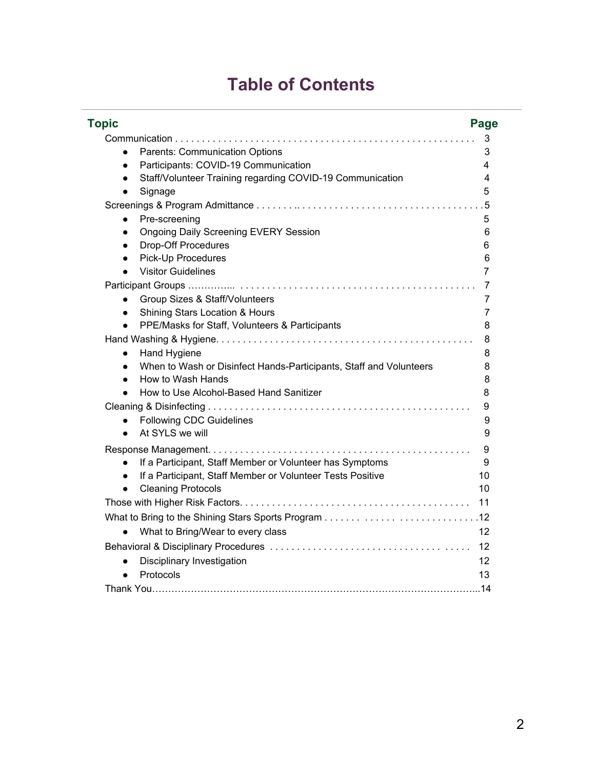# Table of Contents

| Topic | Page |
| --- | --- |
| Communication | 3 |
| • Parents: Communication Options | 3 |
| • Participants: COVID-19 Communication | 4 |
| • Staff/Volunteer Training regarding COVID-19 Communication | 4 |
| • Signage | 5 |
| Screenings & Program Admittance | 5 |
| • Pre-screening | 5 |
| • Ongoing Daily Screening EVERY Session | 6 |
| • Drop-Off Procedures | 6 |
| • Pick-Up Procedures | 6 |
| • Visitor Guidelines | 7 |
| Participant Groups | 7 |
| • Group Sizes & Staff/Volunteers | 7 |
| • Shining Stars Location & Hours | 7 |
| • PPE/Masks for Staff, Volunteers & Participants | 8 |
| Hand Washing & Hygiene | 8 |
| • Hand Hygiene | 8 |
| • When to Wash or Disinfect Hands-Participants, Staff and Volunteers | 8 |
| • How to Wash Hands | 8 |
| • How to Use Alcohol-Based Hand Sanitizer | 8 |
| Cleaning & Disinfecting | 9 |
| • Following CDC Guidelines | 9 |
| • At SYLS we will | 9 |
| Response Management | 9 |
| • If a Participant, Staff Member or Volunteer has Symptoms | 9 |
| • If a Participant, Staff Member or Volunteer Tests Positive | 10 |
| • Cleaning Protocols | 10 |
| Those with Higher Risk Factors | 11 |
| What to Bring to the Shining Stars Sports Program | 12 |
| • What to Bring/Wear to every class | 12 |
| Behavioral & Disciplinary Procedures | 12 |
| • Disciplinary Investigation | 12 |
| • Protocols | 13 |
| Thank You | 14 |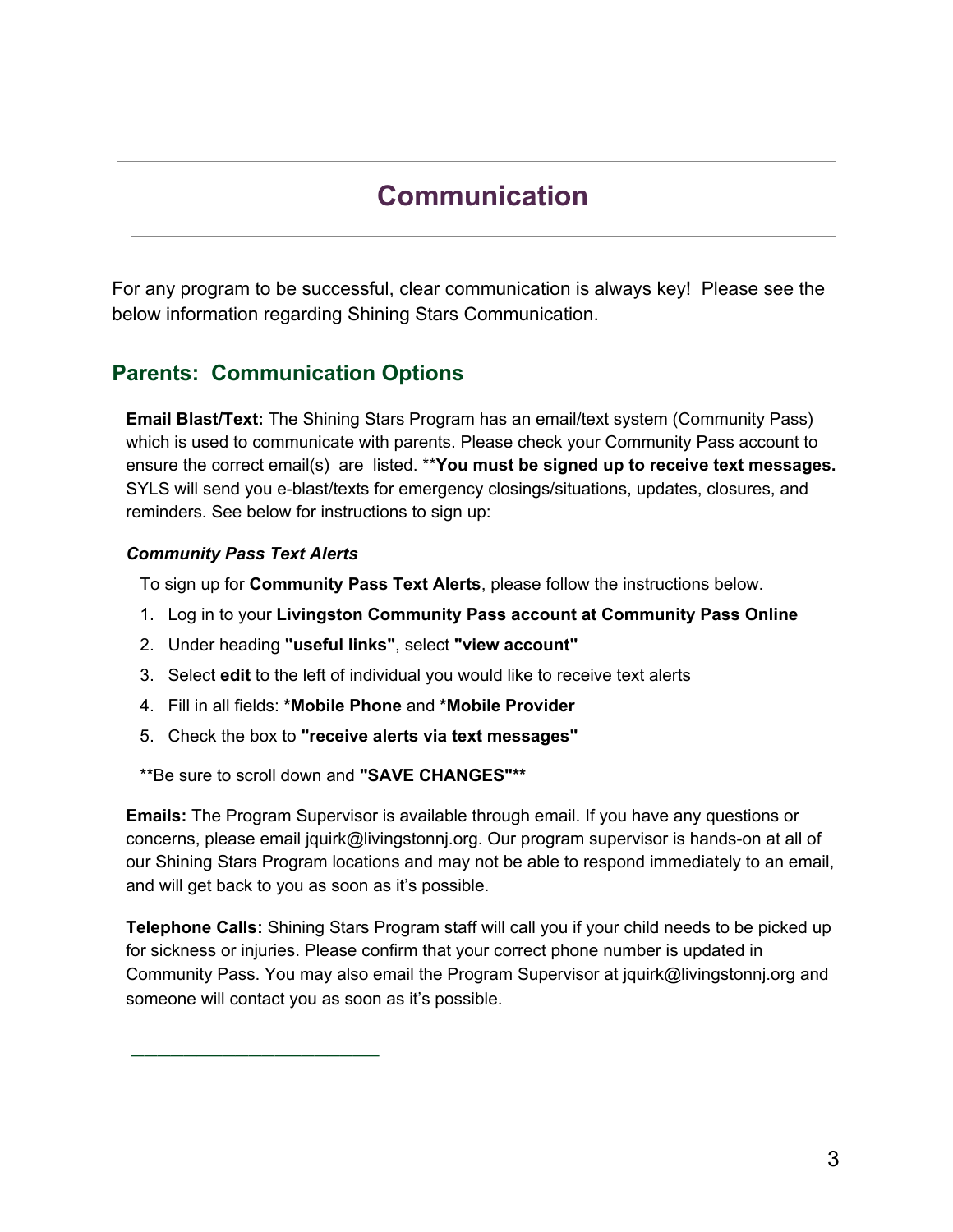# Communication

For any program to be successful, clear communication is always key!  Please see the below information regarding Shining Stars Communication.

## Parents:  Communication Options

**Email Blast/Text:** The Shining Stars Program has an email/text system (Community Pass) which is used to communicate with parents. Please check your Community Pass account to ensure the correct email(s) are listed. ****You must be signed up to receive text messages.** SYLS will send you e-blast/texts for emergency closings/situations, updates, closures, and reminders. See below for instructions to sign up:

***Community Pass Text Alerts***

To sign up for **Community Pass Text Alerts**, please follow the instructions below.

1. Log in to your **Livingston Community Pass account at Community Pass Online**
2. Under heading **"useful links"**, select **"view account"**
3. Select **edit** to the left of individual you would like to receive text alerts
4. Fill in all fields: ***Mobile Phone** and ***Mobile Provider**
5. Check the box to **"receive alerts via text messages"**

**Be sure to scroll down and **"SAVE CHANGES"****

**Emails:** The Program Supervisor is available through email. If you have any questions or concerns, please email jquirk@livingstonnj.org. Our program supervisor is hands-on at all of our Shining Stars Program locations and may not be able to respond immediately to an email, and will get back to you as soon as it's possible.

**Telephone Calls:** Shining Stars Program staff will call you if your child needs to be picked up for sickness or injuries. Please confirm that your correct phone number is updated in Community Pass. You may also email the Program Supervisor at jquirk@livingstonnj.org and someone will contact you as soon as it's possible.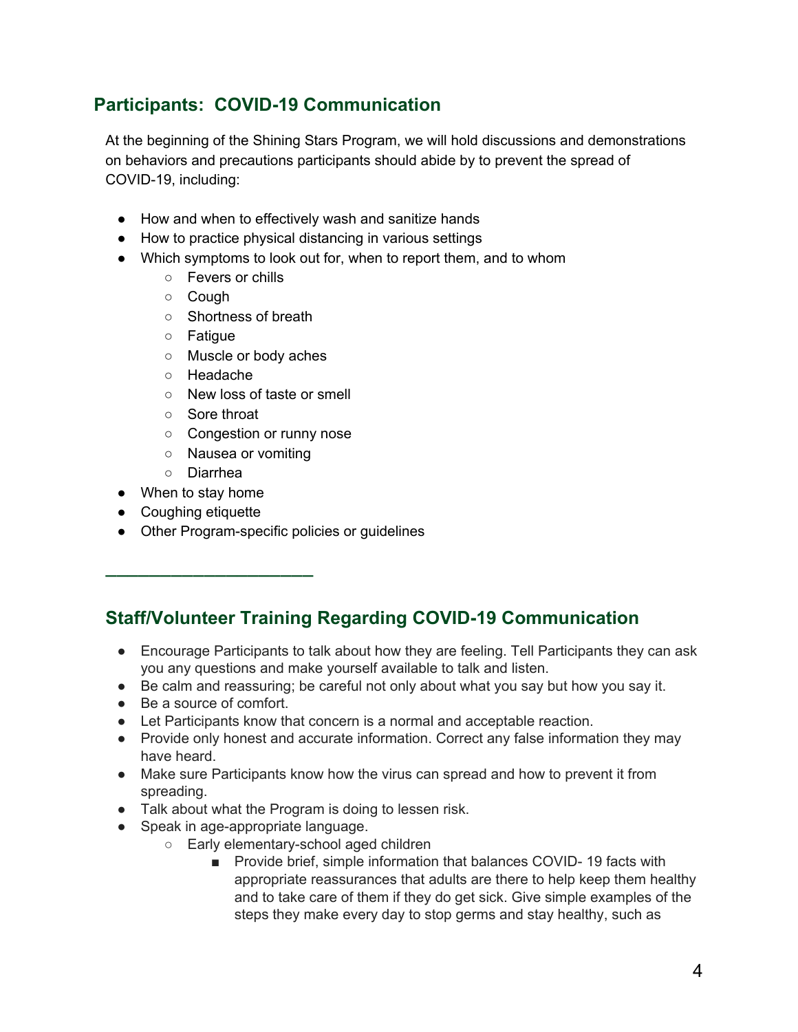## Participants: COVID-19 Communication

At the beginning of the Shining Stars Program, we will hold discussions and demonstrations on behaviors and precautions participants should abide by to prevent the spread of COVID-19, including:

- How and when to effectively wash and sanitize hands
- How to practice physical distancing in various settings
- Which symptoms to look out for, when to report them, and to whom
  - Fevers or chills
  - Cough
  - Shortness of breath
  - Fatigue
  - Muscle or body aches
  - Headache
  - New loss of taste or smell
  - Sore throat
  - Congestion or runny nose
  - Nausea or vomiting
  - Diarrhea
- When to stay home
- Coughing etiquette
- Other Program-specific policies or guidelines

---

## Staff/Volunteer Training Regarding COVID-19 Communication

- Encourage Participants to talk about how they are feeling. Tell Participants they can ask you any questions and make yourself available to talk and listen.
- Be calm and reassuring; be careful not only about what you say but how you say it.
- Be a source of comfort.
- Let Participants know that concern is a normal and acceptable reaction.
- Provide only honest and accurate information. Correct any false information they may have heard.
- Make sure Participants know how the virus can spread and how to prevent it from spreading.
- Talk about what the Program is doing to lessen risk.
- Speak in age-appropriate language.
  - Early elementary-school aged children
    - Provide brief, simple information that balances COVID- 19 facts with appropriate reassurances that adults are there to help keep them healthy and to take care of them if they do get sick. Give simple examples of the steps they make every day to stop germs and stay healthy, such as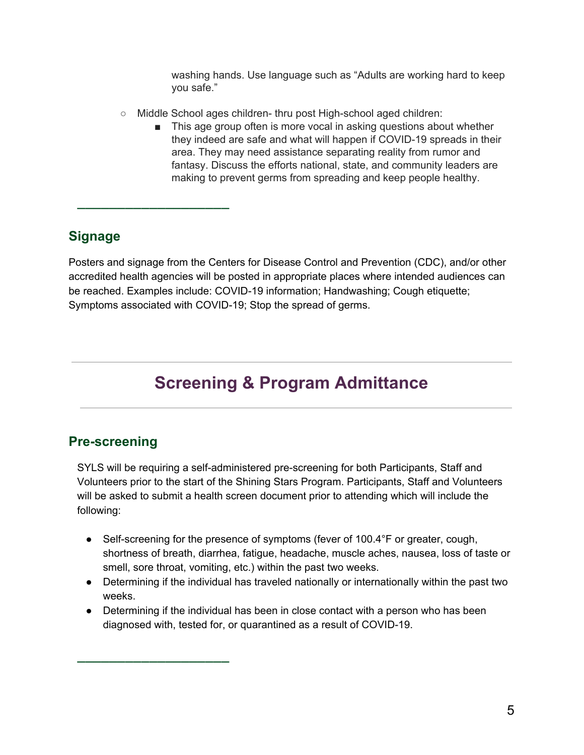washing hands. Use language such as “Adults are working hard to keep you safe.”

- Middle School ages children- thru post High-school aged children:
    - This age group often is more vocal in asking questions about whether they indeed are safe and what will happen if COVID-19 spreads in their area. They may need assistance separating reality from rumor and fantasy. Discuss the efforts national, state, and community leaders are making to prevent germs from spreading and keep people healthy.

---

### Signage

Posters and signage from the Centers for Disease Control and Prevention (CDC), and/or other accredited health agencies will be posted in appropriate places where intended audiences can be reached. Examples include: COVID-19 information; Handwashing; Cough etiquette; Symptoms associated with COVID-19; Stop the spread of germs.

## Screening & Program Admittance

### Pre-screening

SYLS will be requiring a self-administered pre-screening for both Participants, Staff and Volunteers prior to the start of the Shining Stars Program. Participants, Staff and Volunteers will be asked to submit a health screen document prior to attending which will include the following:

- Self-screening for the presence of symptoms (fever of 100.4°F or greater, cough, shortness of breath, diarrhea, fatigue, headache, muscle aches, nausea, loss of taste or smell, sore throat, vomiting, etc.) within the past two weeks.
- Determining if the individual has traveled nationally or internationally within the past two weeks.
- Determining if the individual has been in close contact with a person who has been diagnosed with, tested for, or quarantined as a result of COVID-19.

---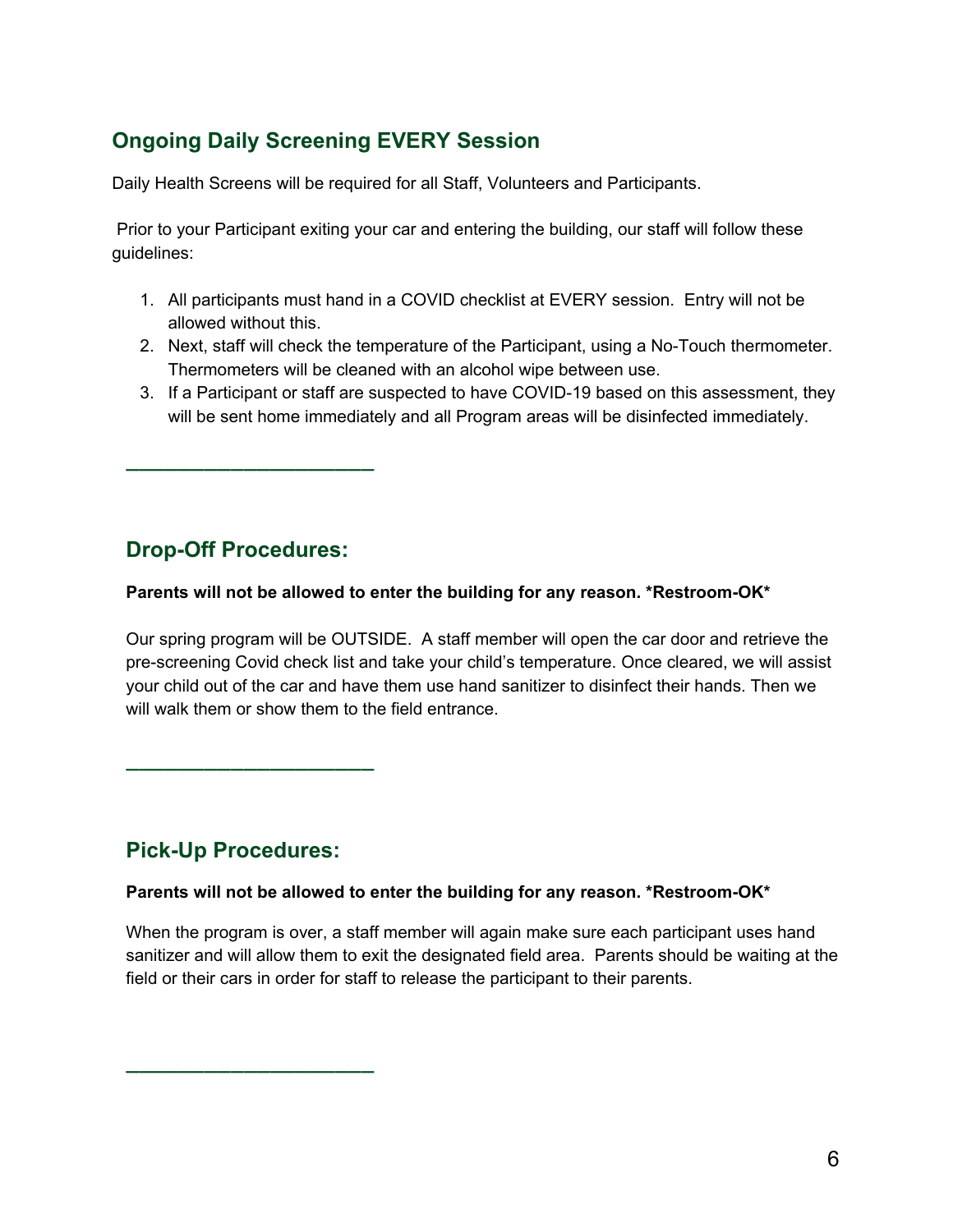## Ongoing Daily Screening EVERY Session

Daily Health Screens will be required for all Staff, Volunteers and Participants.

Prior to your Participant exiting your car and entering the building, our staff will follow these guidelines:

1. All participants must hand in a COVID checklist at EVERY session. Entry will not be allowed without this.
2. Next, staff will check the temperature of the Participant, using a No-Touch thermometer. Thermometers will be cleaned with an alcohol wipe between use.
3. If a Participant or staff are suspected to have COVID-19 based on this assessment, they will be sent home immediately and all Program areas will be disinfected immediately.

---

## Drop-Off Procedures:

**Parents will not be allowed to enter the building for any reason. *Restroom-OK***

Our spring program will be OUTSIDE. A staff member will open the car door and retrieve the pre-screening Covid check list and take your child's temperature. Once cleared, we will assist your child out of the car and have them use hand sanitizer to disinfect their hands. Then we will walk them or show them to the field entrance.

---

## Pick-Up Procedures:

**Parents will not be allowed to enter the building for any reason. *Restroom-OK***

When the program is over, a staff member will again make sure each participant uses hand sanitizer and will allow them to exit the designated field area. Parents should be waiting at the field or their cars in order for staff to release the participant to their parents.

---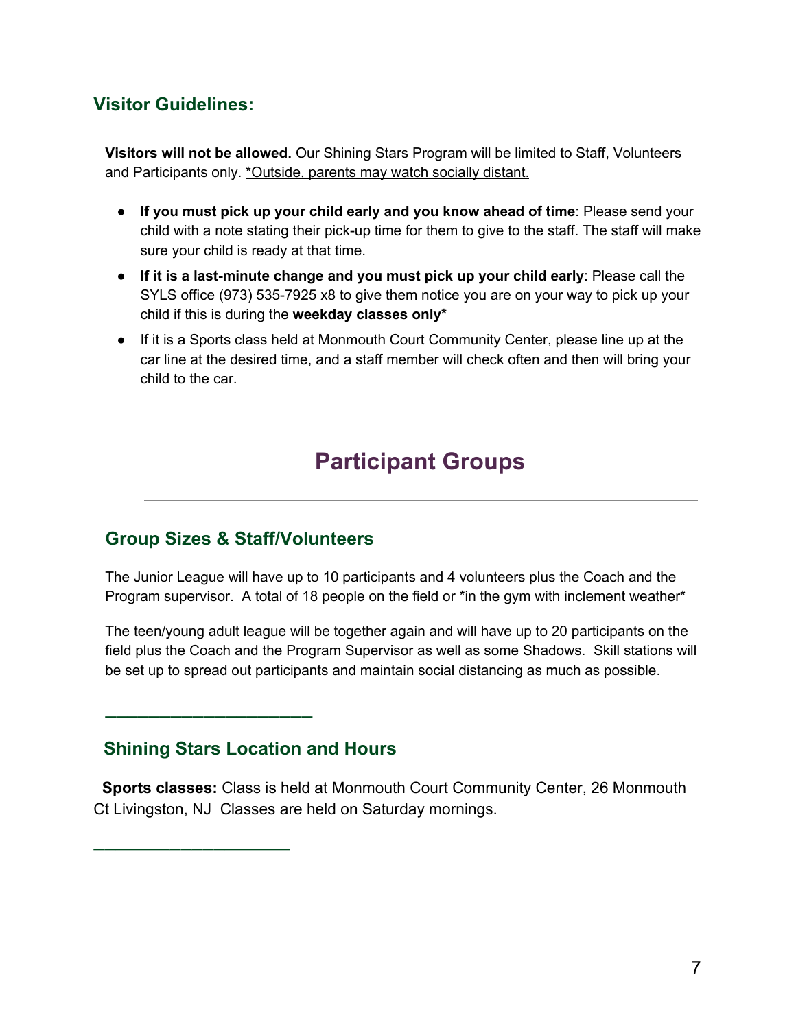### Visitor Guidelines:

**Visitors will not be allowed.** Our Shining Stars Program will be limited to Staff, Volunteers and Participants only. *Outside, parents may watch socially distant.*

- **If you must pick up your child early and you know ahead of time**: Please send your child with a note stating their pick-up time for them to give to the staff. The staff will make sure your child is ready at that time.
- **If it is a last-minute change and you must pick up your child early**: Please call the SYLS office (973) 535-7925 x8 to give them notice you are on your way to pick up your child if this is during the **weekday classes only***
- If it is a Sports class held at Monmouth Court Community Center, please line up at the car line at the desired time, and a staff member will check often and then will bring your child to the car.

---

## Participant Groups

---

### Group Sizes & Staff/Volunteers

The Junior League will have up to 10 participants and 4 volunteers plus the Coach and the Program supervisor. A total of 18 people on the field or *in the gym with inclement weather*

The teen/young adult league will be together again and will have up to 20 participants on the field plus the Coach and the Program Supervisor as well as some Shadows. Skill stations will be set up to spread out participants and maintain social distancing as much as possible.

---

### Shining Stars Location and Hours

**Sports classes:** Class is held at Monmouth Court Community Center, 26 Monmouth Ct Livingston, NJ Classes are held on Saturday mornings.

---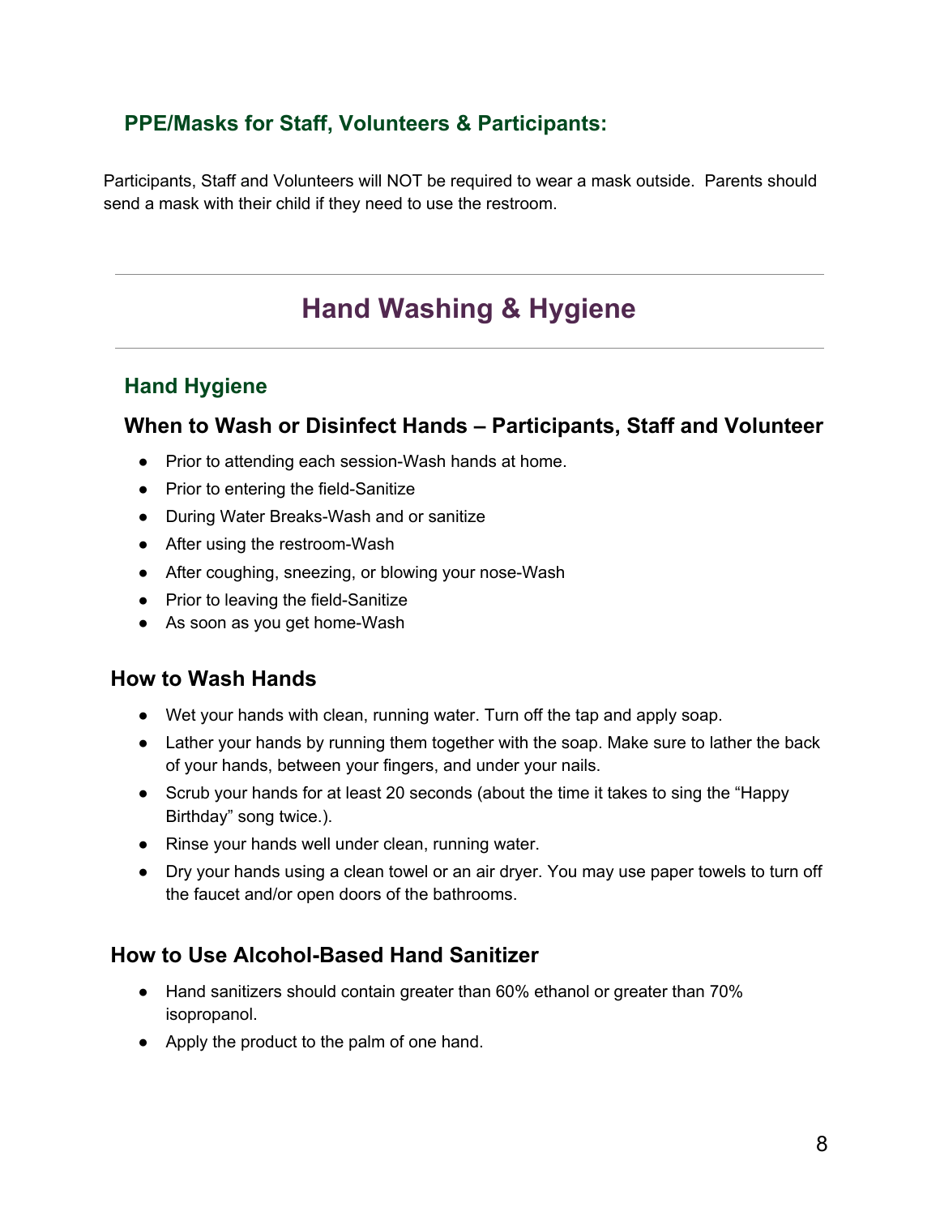## PPE/Masks for Staff, Volunteers & Participants:

Participants, Staff and Volunteers will NOT be required to wear a mask outside. Parents should send a mask with their child if they need to use the restroom.

---

# Hand Washing & Hygiene

---

## Hand Hygiene

### When to Wash or Disinfect Hands – Participants, Staff and Volunteer

- Prior to attending each session-Wash hands at home.
- Prior to entering the field-Sanitize
- During Water Breaks-Wash and or sanitize
- After using the restroom-Wash
- After coughing, sneezing, or blowing your nose-Wash
- Prior to leaving the field-Sanitize
- As soon as you get home-Wash

### How to Wash Hands

- Wet your hands with clean, running water. Turn off the tap and apply soap.
- Lather your hands by running them together with the soap. Make sure to lather the back of your hands, between your fingers, and under your nails.
- Scrub your hands for at least 20 seconds (about the time it takes to sing the "Happy Birthday" song twice.).
- Rinse your hands well under clean, running water.
- Dry your hands using a clean towel or an air dryer. You may use paper towels to turn off the faucet and/or open doors of the bathrooms.

### How to Use Alcohol-Based Hand Sanitizer

- Hand sanitizers should contain greater than 60% ethanol or greater than 70% isopropanol.
- Apply the product to the palm of one hand.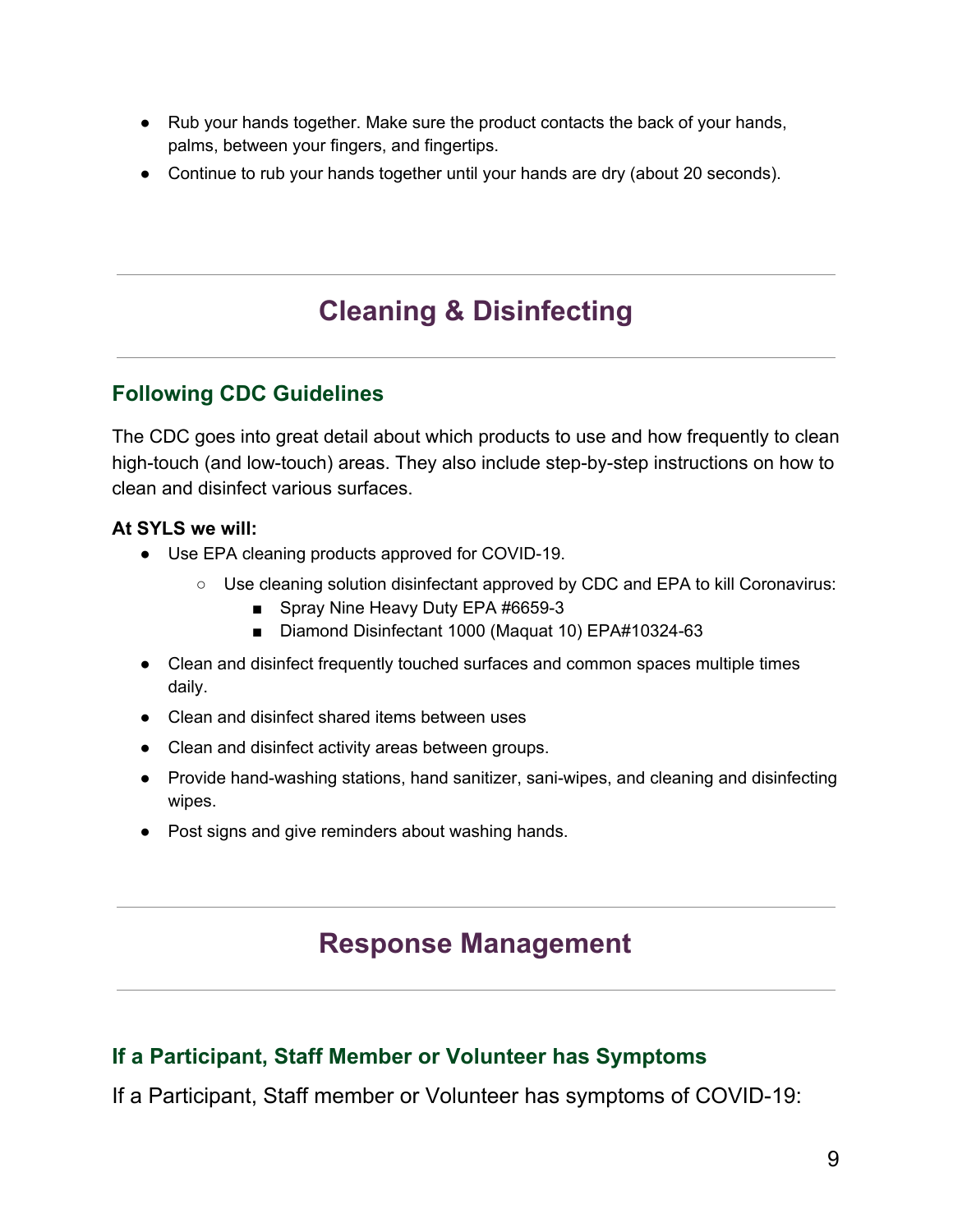- Rub your hands together. Make sure the product contacts the back of your hands, palms, between your fingers, and fingertips.
- Continue to rub your hands together until your hands are dry (about 20 seconds).

# Cleaning & Disinfecting

## Following CDC Guidelines

The CDC goes into great detail about which products to use and how frequently to clean high-touch (and low-touch) areas. They also include step-by-step instructions on how to clean and disinfect various surfaces.

**At SYLS we will:**

- Use EPA cleaning products approved for COVID-19.
  - Use cleaning solution disinfectant approved by CDC and EPA to kill Coronavirus:
    - Spray Nine Heavy Duty EPA #6659-3
    - Diamond Disinfectant 1000 (Maquat 10) EPA#10324-63
- Clean and disinfect frequently touched surfaces and common spaces multiple times daily.
- Clean and disinfect shared items between uses
- Clean and disinfect activity areas between groups.
- Provide hand-washing stations, hand sanitizer, sani-wipes, and cleaning and disinfecting wipes.
- Post signs and give reminders about washing hands.

# Response Management

## If a Participant, Staff Member or Volunteer has Symptoms

If a Participant, Staff member or Volunteer has symptoms of COVID-19: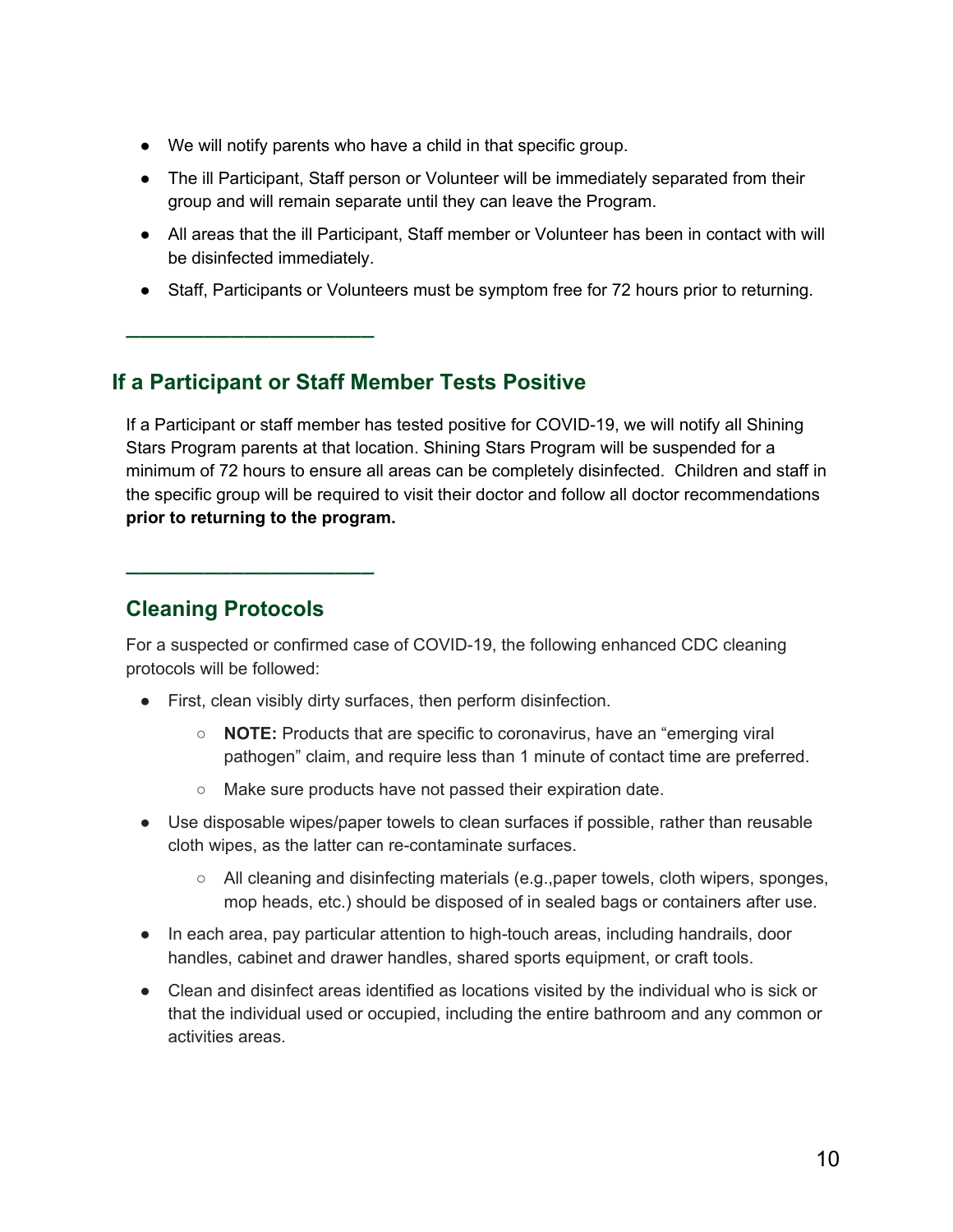- We will notify parents who have a child in that specific group.
- The ill Participant, Staff person or Volunteer will be immediately separated from their group and will remain separate until they can leave the Program.
- All areas that the ill Participant, Staff member or Volunteer has been in contact with will be disinfected immediately.
- Staff, Participants or Volunteers must be symptom free for 72 hours prior to returning.

---

## If a Participant or Staff Member Tests Positive

If a Participant or staff member has tested positive for COVID-19, we will notify all Shining Stars Program parents at that location. Shining Stars Program will be suspended for a minimum of 72 hours to ensure all areas can be completely disinfected. Children and staff in the specific group will be required to visit their doctor and follow all doctor recommendations **prior to returning to the program.**

---

## Cleaning Protocols

For a suspected or confirmed case of COVID-19, the following enhanced CDC cleaning protocols will be followed:

- First, clean visibly dirty surfaces, then perform disinfection.
    - **NOTE:** Products that are specific to coronavirus, have an "emerging viral pathogen" claim, and require less than 1 minute of contact time are preferred.
    - Make sure products have not passed their expiration date.
- Use disposable wipes/paper towels to clean surfaces if possible, rather than reusable cloth wipes, as the latter can re-contaminate surfaces.
    - All cleaning and disinfecting materials (e.g.,paper towels, cloth wipers, sponges, mop heads, etc.) should be disposed of in sealed bags or containers after use.
- In each area, pay particular attention to high-touch areas, including handrails, door handles, cabinet and drawer handles, shared sports equipment, or craft tools.
- Clean and disinfect areas identified as locations visited by the individual who is sick or that the individual used or occupied, including the entire bathroom and any common or activities areas.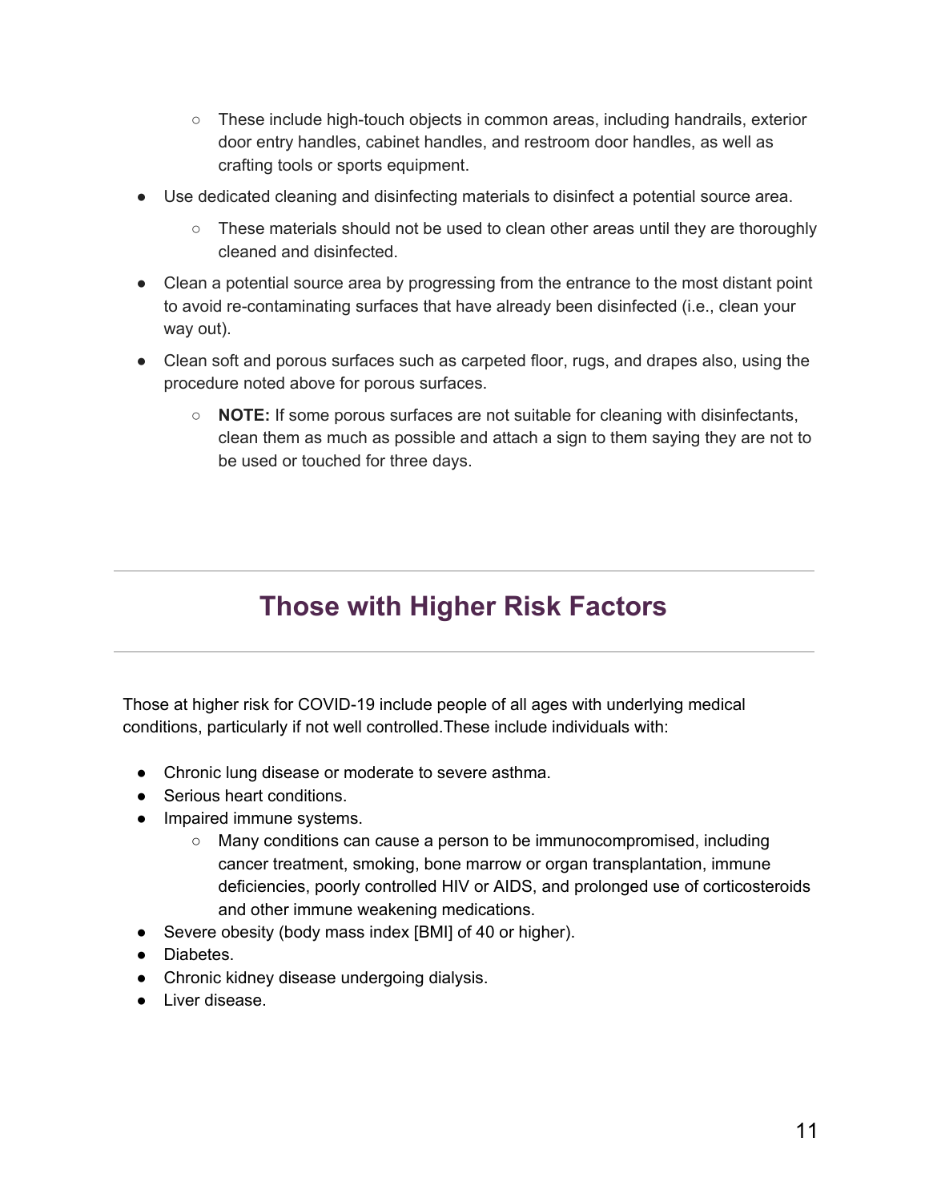- These include high-touch objects in common areas, including handrails, exterior door entry handles, cabinet handles, and restroom door handles, as well as crafting tools or sports equipment.
- Use dedicated cleaning and disinfecting materials to disinfect a potential source area.
    - These materials should not be used to clean other areas until they are thoroughly cleaned and disinfected.
- Clean a potential source area by progressing from the entrance to the most distant point to avoid re-contaminating surfaces that have already been disinfected (i.e., clean your way out).
- Clean soft and porous surfaces such as carpeted floor, rugs, and drapes also, using the procedure noted above for porous surfaces.
    - **NOTE:** If some porous surfaces are not suitable for cleaning with disinfectants, clean them as much as possible and attach a sign to them saying they are not to be used or touched for three days.

---

## Those with Higher Risk Factors

---

Those at higher risk for COVID-19 include people of all ages with underlying medical conditions, particularly if not well controlled.These include individuals with:

- Chronic lung disease or moderate to severe asthma.
- Serious heart conditions.
- Impaired immune systems.
    - Many conditions can cause a person to be immunocompromised, including cancer treatment, smoking, bone marrow or organ transplantation, immune deficiencies, poorly controlled HIV or AIDS, and prolonged use of corticosteroids and other immune weakening medications.
- Severe obesity (body mass index [BMI] of 40 or higher).
- Diabetes.
- Chronic kidney disease undergoing dialysis.
- Liver disease.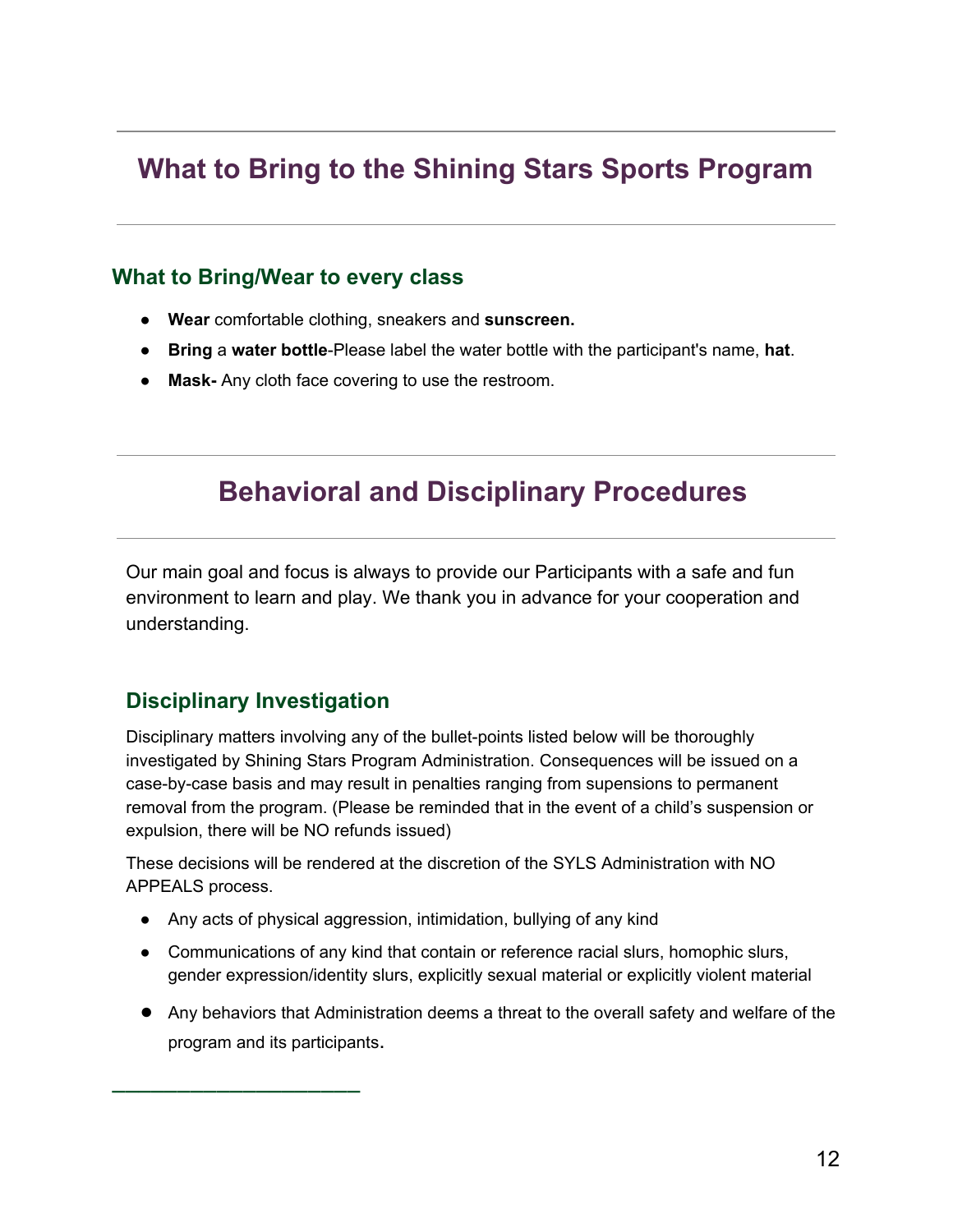# What to Bring to the Shining Stars Sports Program

### What to Bring/Wear to every class

- **Wear** comfortable clothing, sneakers and **sunscreen.**
- **Bring** a **water bottle**-Please label the water bottle with the participant's name, **hat**.
- **Mask-** Any cloth face covering to use the restroom.

# Behavioral and Disciplinary Procedures

Our main goal and focus is always to provide our Participants with a safe and fun environment to learn and play. We thank you in advance for your cooperation and understanding.

### Disciplinary Investigation

Disciplinary matters involving any of the bullet-points listed below will be thoroughly investigated by Shining Stars Program Administration. Consequences will be issued on a case-by-case basis and may result in penalties ranging from supensions to permanent removal from the program. (Please be reminded that in the event of a child's suspension or expulsion, there will be NO refunds issued)

These decisions will be rendered at the discretion of the SYLS Administration with NO APPEALS process.

- Any acts of physical aggression, intimidation, bullying of any kind
- Communications of any kind that contain or reference racial slurs, homophic slurs, gender expression/identity slurs, explicitly sexual material or explicitly violent material
- Any behaviors that Administration deems a threat to the overall safety and welfare of the program and its participants.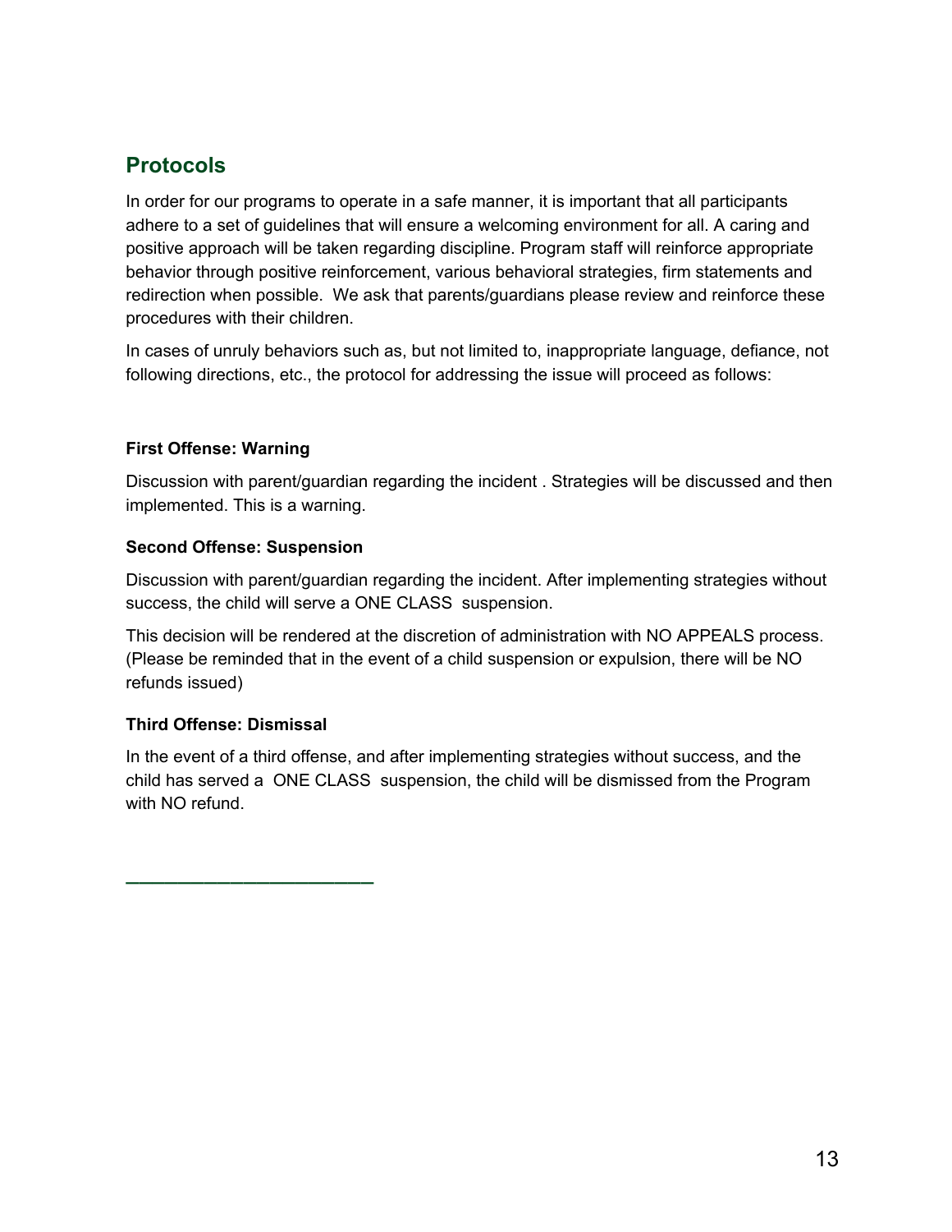## Protocols

In order for our programs to operate in a safe manner, it is important that all participants adhere to a set of guidelines that will ensure a welcoming environment for all. A caring and positive approach will be taken regarding discipline. Program staff will reinforce appropriate behavior through positive reinforcement, various behavioral strategies, firm statements and redirection when possible. We ask that parents/guardians please review and reinforce these procedures with their children.

In cases of unruly behaviors such as, but not limited to, inappropriate language, defiance, not following directions, etc., the protocol for addressing the issue will proceed as follows:

**First Offense: Warning**

Discussion with parent/guardian regarding the incident . Strategies will be discussed and then implemented. This is a warning.

**Second Offense: Suspension**

Discussion with parent/guardian regarding the incident. After implementing strategies without success, the child will serve a ONE CLASS suspension.

This decision will be rendered at the discretion of administration with NO APPEALS process. (Please be reminded that in the event of a child suspension or expulsion, there will be NO refunds issued)

**Third Offense: Dismissal**

In the event of a third offense, and after implementing strategies without success, and the child has served a ONE CLASS suspension, the child will be dismissed from the Program with NO refund.

---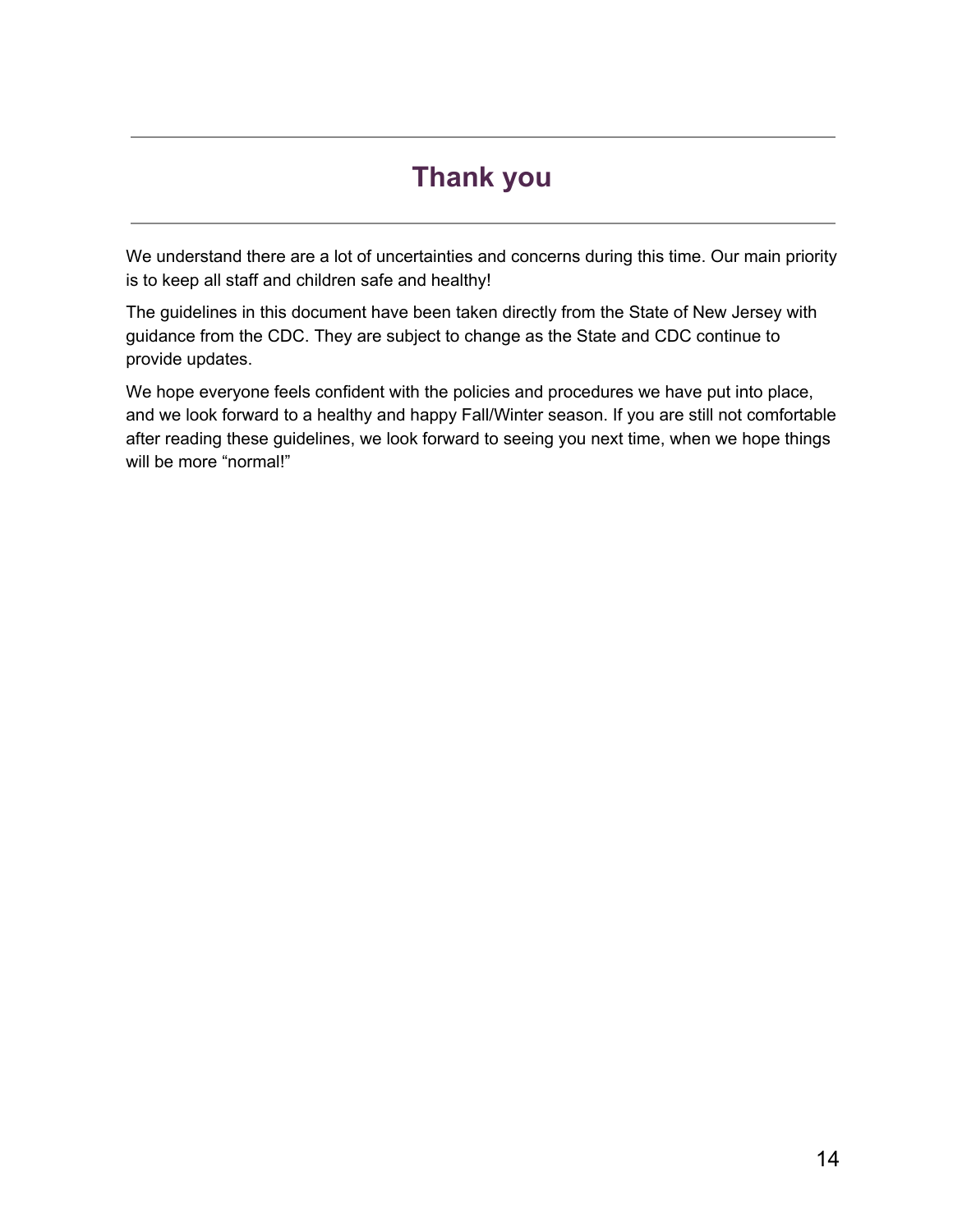# Thank you

We understand there are a lot of uncertainties and concerns during this time. Our main priority is to keep all staff and children safe and healthy!

The guidelines in this document have been taken directly from the State of New Jersey with guidance from the CDC. They are subject to change as the State and CDC continue to provide updates.

We hope everyone feels confident with the policies and procedures we have put into place, and we look forward to a healthy and happy Fall/Winter season. If you are still not comfortable after reading these guidelines, we look forward to seeing you next time, when we hope things will be more “normal!”